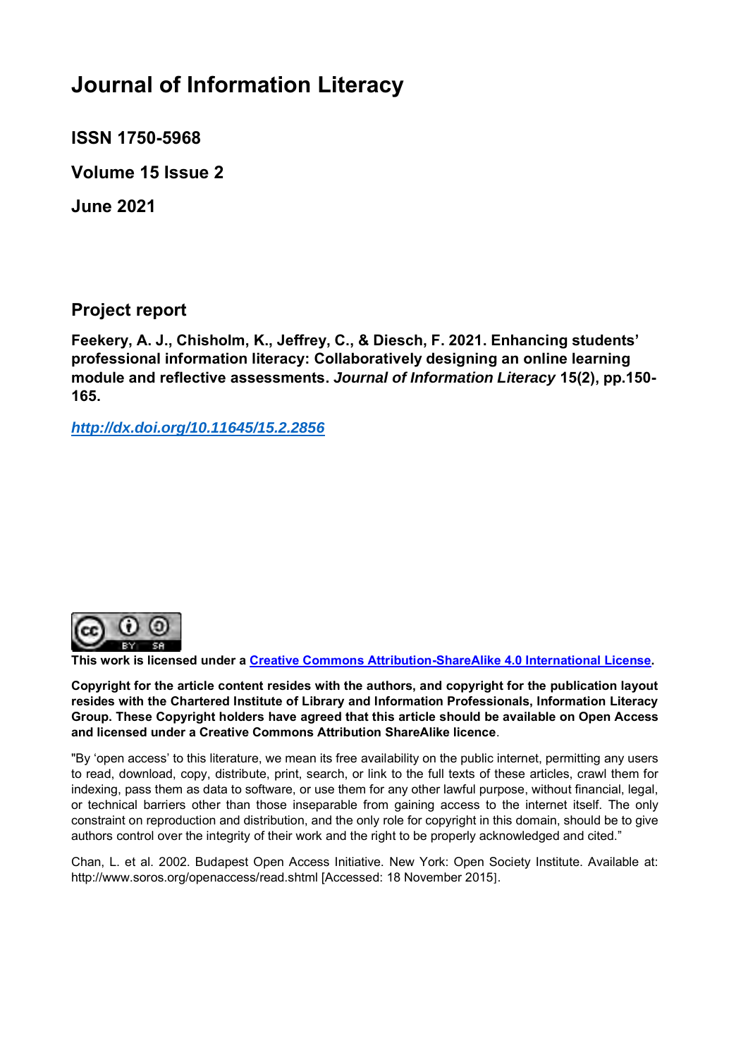# Journal of Information Literacy

**ISSN 1750-5968**

**Volume 15 Issue 2**

**June 2021**

## Project report

**Feekery, A. J., Chisholm, K., Jeffrey, C., & Diesch, F. 2021. Enhancing students' professional information literacy: Collaboratively designing an online learning module and reflective assessments. *Journal of Information Literacy* 15(2), pp.150-165.**

***http://dx.doi.org/10.11645/15.2.2856***

**This work is licensed under a Creative Commons Attribution-ShareAlike 4.0 International License.**

**Copyright for the article content resides with the authors, and copyright for the publication layout resides with the Chartered Institute of Library and Information Professionals, Information Literacy Group. These Copyright holders have agreed that this article should be available on Open Access and licensed under a Creative Commons Attribution ShareAlike licence.**

"By 'open access' to this literature, we mean its free availability on the public internet, permitting any users to read, download, copy, distribute, print, search, or link to the full texts of these articles, crawl them for indexing, pass them as data to software, or use them for any other lawful purpose, without financial, legal, or technical barriers other than those inseparable from gaining access to the internet itself. The only constraint on reproduction and distribution, and the only role for copyright in this domain, should be to give authors control over the integrity of their work and the right to be properly acknowledged and cited."

Chan, L. et al. 2002. Budapest Open Access Initiative. New York: Open Society Institute. Available at: http://www.soros.org/openaccess/read.shtml [Accessed: 18 November 2015].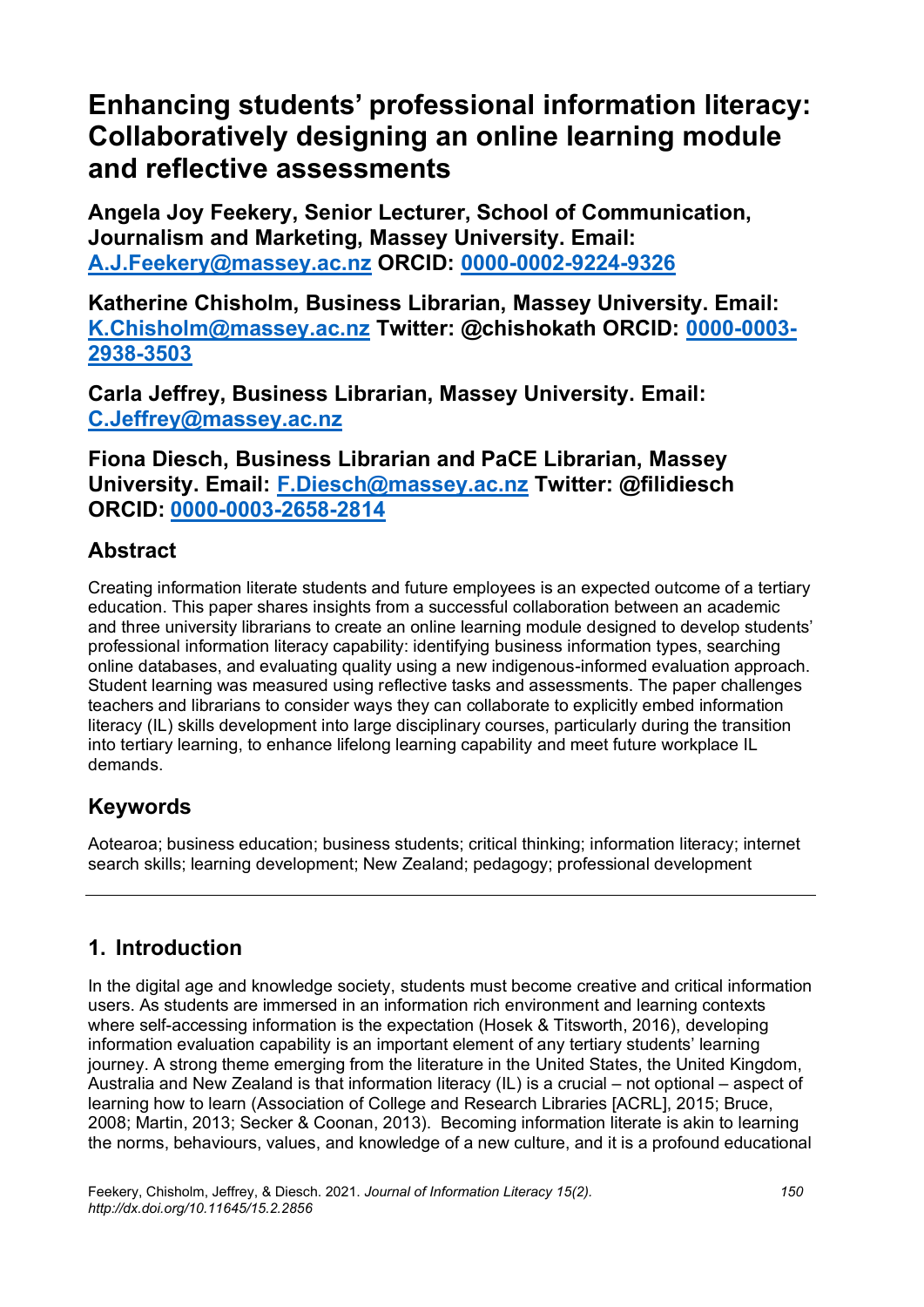# Enhancing students' professional information literacy: Collaboratively designing an online learning module and reflective assessments

**Angela Joy Feekery, Senior Lecturer, School of Communication, Journalism and Marketing, Massey University. Email: [A.J.Feekery@massey.ac.nz](mailto:A.J.Feekery@massey.ac.nz) ORCID: [0000-0002-9224-9326](https://orcid.org/0000-0002-9224-9326)**

**Katherine Chisholm, Business Librarian, Massey University. Email: [K.Chisholm@massey.ac.nz](mailto:K.Chisholm@massey.ac.nz) Twitter: @chishokath ORCID: [0000-0003-2938-3503](https://orcid.org/0000-0003-2938-3503)**

**Carla Jeffrey, Business Librarian, Massey University. Email: [C.Jeffrey@massey.ac.nz](mailto:C.Jeffrey@massey.ac.nz)**

**Fiona Diesch, Business Librarian and PaCE Librarian, Massey University. Email: [F.Diesch@massey.ac.nz](mailto:F.Diesch@massey.ac.nz) Twitter: @filidiesch ORCID: [0000-0003-2658-2814](https://orcid.org/0000-0003-2658-2814)**

## Abstract

Creating information literate students and future employees is an expected outcome of a tertiary education. This paper shares insights from a successful collaboration between an academic and three university librarians to create an online learning module designed to develop students' professional information literacy capability: identifying business information types, searching online databases, and evaluating quality using a new indigenous-informed evaluation approach. Student learning was measured using reflective tasks and assessments. The paper challenges teachers and librarians to consider ways they can collaborate to explicitly embed information literacy (IL) skills development into large disciplinary courses, particularly during the transition into tertiary learning, to enhance lifelong learning capability and meet future workplace IL demands.

## Keywords

Aotearoa; business education; business students; critical thinking; information literacy; internet search skills; learning development; New Zealand; pedagogy; professional development

---

## 1. Introduction

In the digital age and knowledge society, students must become creative and critical information users. As students are immersed in an information rich environment and learning contexts where self-accessing information is the expectation (Hosek & Titsworth, 2016), developing information evaluation capability is an important element of any tertiary students' learning journey. A strong theme emerging from the literature in the United States, the United Kingdom, Australia and New Zealand is that information literacy (IL) is a crucial – not optional – aspect of learning how to learn (Association of College and Research Libraries [ACRL], 2015; Bruce, 2008; Martin, 2013; Secker & Coonan, 2013). Becoming information literate is akin to learning the norms, behaviours, values, and knowledge of a new culture, and it is a profound educational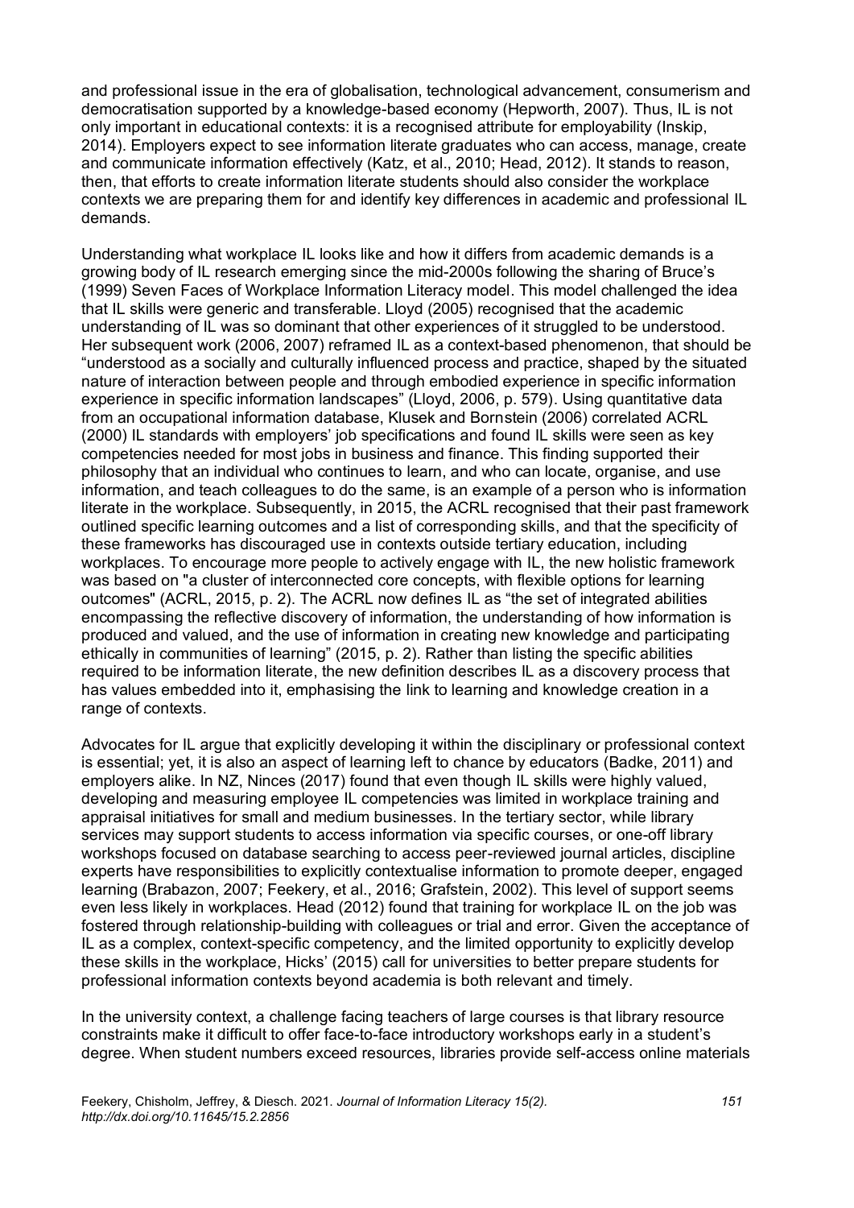and professional issue in the era of globalisation, technological advancement, consumerism and democratisation supported by a knowledge-based economy (Hepworth, 2007). Thus, IL is not only important in educational contexts: it is a recognised attribute for employability (Inskip, 2014). Employers expect to see information literate graduates who can access, manage, create and communicate information effectively (Katz, et al., 2010; Head, 2012). It stands to reason, then, that efforts to create information literate students should also consider the workplace contexts we are preparing them for and identify key differences in academic and professional IL demands.

Understanding what workplace IL looks like and how it differs from academic demands is a growing body of IL research emerging since the mid-2000s following the sharing of Bruce's (1999) Seven Faces of Workplace Information Literacy model. This model challenged the idea that IL skills were generic and transferable. Lloyd (2005) recognised that the academic understanding of IL was so dominant that other experiences of it struggled to be understood. Her subsequent work (2006, 2007) reframed IL as a context-based phenomenon, that should be "understood as a socially and culturally influenced process and practice, shaped by the situated nature of interaction between people and through embodied experience in specific information experience in specific information landscapes" (Lloyd, 2006, p. 579). Using quantitative data from an occupational information database, Klusek and Bornstein (2006) correlated ACRL (2000) IL standards with employers' job specifications and found IL skills were seen as key competencies needed for most jobs in business and finance. This finding supported their philosophy that an individual who continues to learn, and who can locate, organise, and use information, and teach colleagues to do the same, is an example of a person who is information literate in the workplace. Subsequently, in 2015, the ACRL recognised that their past framework outlined specific learning outcomes and a list of corresponding skills, and that the specificity of these frameworks has discouraged use in contexts outside tertiary education, including workplaces. To encourage more people to actively engage with IL, the new holistic framework was based on "a cluster of interconnected core concepts, with flexible options for learning outcomes" (ACRL, 2015, p. 2). The ACRL now defines IL as "the set of integrated abilities encompassing the reflective discovery of information, the understanding of how information is produced and valued, and the use of information in creating new knowledge and participating ethically in communities of learning" (2015, p. 2). Rather than listing the specific abilities required to be information literate, the new definition describes IL as a discovery process that has values embedded into it, emphasising the link to learning and knowledge creation in a range of contexts.

Advocates for IL argue that explicitly developing it within the disciplinary or professional context is essential; yet, it is also an aspect of learning left to chance by educators (Badke, 2011) and employers alike. In NZ, Ninces (2017) found that even though IL skills were highly valued, developing and measuring employee IL competencies was limited in workplace training and appraisal initiatives for small and medium businesses. In the tertiary sector, while library services may support students to access information via specific courses, or one-off library workshops focused on database searching to access peer-reviewed journal articles, discipline experts have responsibilities to explicitly contextualise information to promote deeper, engaged learning (Brabazon, 2007; Feekery, et al., 2016; Grafstein, 2002). This level of support seems even less likely in workplaces. Head (2012) found that training for workplace IL on the job was fostered through relationship-building with colleagues or trial and error. Given the acceptance of IL as a complex, context-specific competency, and the limited opportunity to explicitly develop these skills in the workplace, Hicks' (2015) call for universities to better prepare students for professional information contexts beyond academia is both relevant and timely.

In the university context, a challenge facing teachers of large courses is that library resource constraints make it difficult to offer face-to-face introductory workshops early in a student's degree. When student numbers exceed resources, libraries provide self-access online materials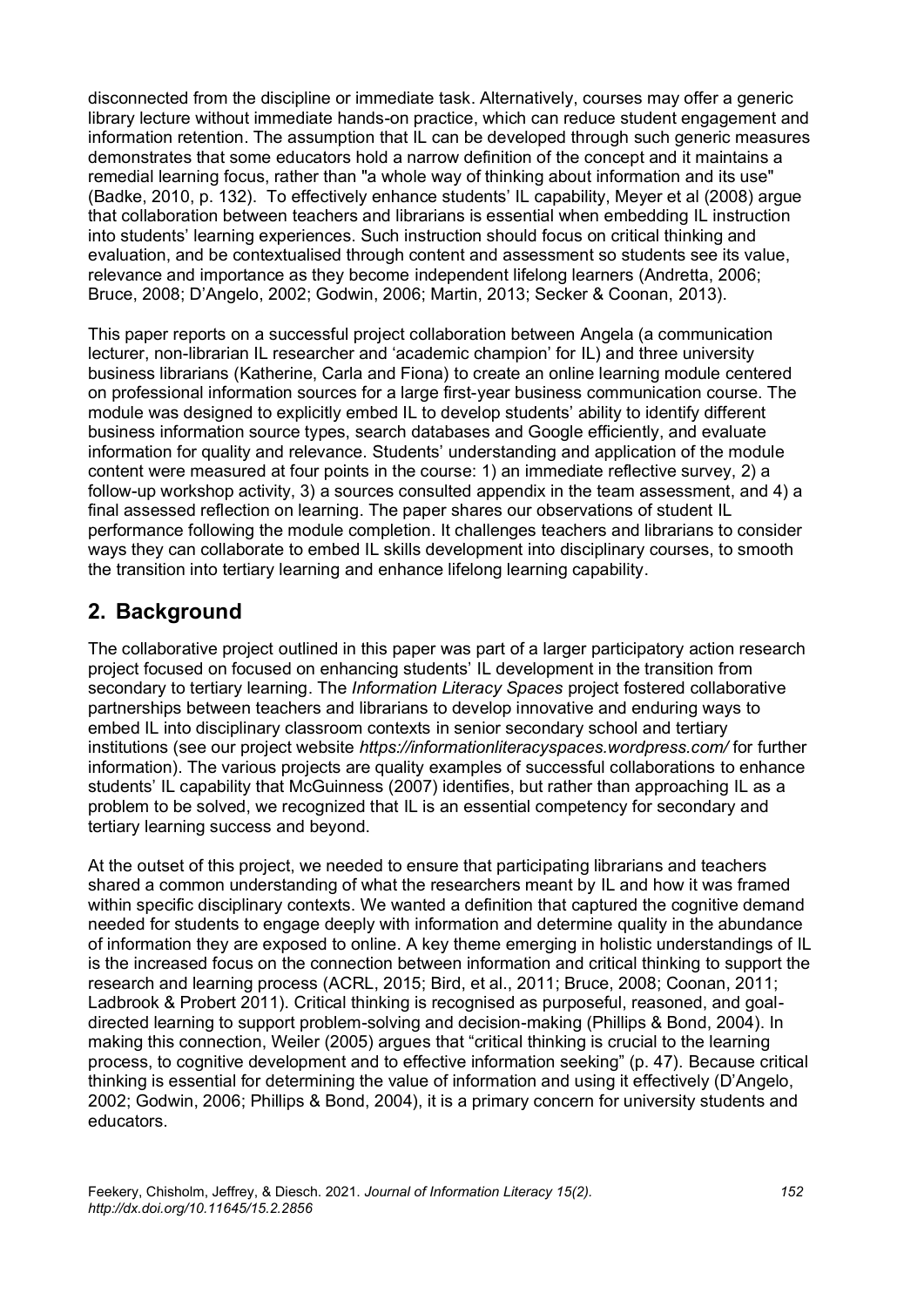disconnected from the discipline or immediate task. Alternatively, courses may offer a generic library lecture without immediate hands-on practice, which can reduce student engagement and information retention. The assumption that IL can be developed through such generic measures demonstrates that some educators hold a narrow definition of the concept and it maintains a remedial learning focus, rather than "a whole way of thinking about information and its use" (Badke, 2010, p. 132). To effectively enhance students' IL capability, Meyer et al (2008) argue that collaboration between teachers and librarians is essential when embedding IL instruction into students' learning experiences. Such instruction should focus on critical thinking and evaluation, and be contextualised through content and assessment so students see its value, relevance and importance as they become independent lifelong learners (Andretta, 2006; Bruce, 2008; D'Angelo, 2002; Godwin, 2006; Martin, 2013; Secker & Coonan, 2013).

This paper reports on a successful project collaboration between Angela (a communication lecturer, non-librarian IL researcher and 'academic champion' for IL) and three university business librarians (Katherine, Carla and Fiona) to create an online learning module centered on professional information sources for a large first-year business communication course. The module was designed to explicitly embed IL to develop students' ability to identify different business information source types, search databases and Google efficiently, and evaluate information for quality and relevance. Students' understanding and application of the module content were measured at four points in the course: 1) an immediate reflective survey, 2) a follow-up workshop activity, 3) a sources consulted appendix in the team assessment, and 4) a final assessed reflection on learning. The paper shares our observations of student IL performance following the module completion. It challenges teachers and librarians to consider ways they can collaborate to embed IL skills development into disciplinary courses, to smooth the transition into tertiary learning and enhance lifelong learning capability.

## 2. Background

The collaborative project outlined in this paper was part of a larger participatory action research project focused on focused on enhancing students' IL development in the transition from secondary to tertiary learning. The *Information Literacy Spaces* project fostered collaborative partnerships between teachers and librarians to develop innovative and enduring ways to embed IL into disciplinary classroom contexts in senior secondary school and tertiary institutions (see our project website *https://informationliteracyspaces.wordpress.com/* for further information). The various projects are quality examples of successful collaborations to enhance students' IL capability that McGuinness (2007) identifies, but rather than approaching IL as a problem to be solved, we recognized that IL is an essential competency for secondary and tertiary learning success and beyond.

At the outset of this project, we needed to ensure that participating librarians and teachers shared a common understanding of what the researchers meant by IL and how it was framed within specific disciplinary contexts. We wanted a definition that captured the cognitive demand needed for students to engage deeply with information and determine quality in the abundance of information they are exposed to online. A key theme emerging in holistic understandings of IL is the increased focus on the connection between information and critical thinking to support the research and learning process (ACRL, 2015; Bird, et al., 2011; Bruce, 2008; Coonan, 2011; Ladbrook & Probert 2011). Critical thinking is recognised as purposeful, reasoned, and goal-directed learning to support problem-solving and decision-making (Phillips & Bond, 2004). In making this connection, Weiler (2005) argues that "critical thinking is crucial to the learning process, to cognitive development and to effective information seeking" (p. 47). Because critical thinking is essential for determining the value of information and using it effectively (D'Angelo, 2002; Godwin, 2006; Phillips & Bond, 2004), it is a primary concern for university students and educators.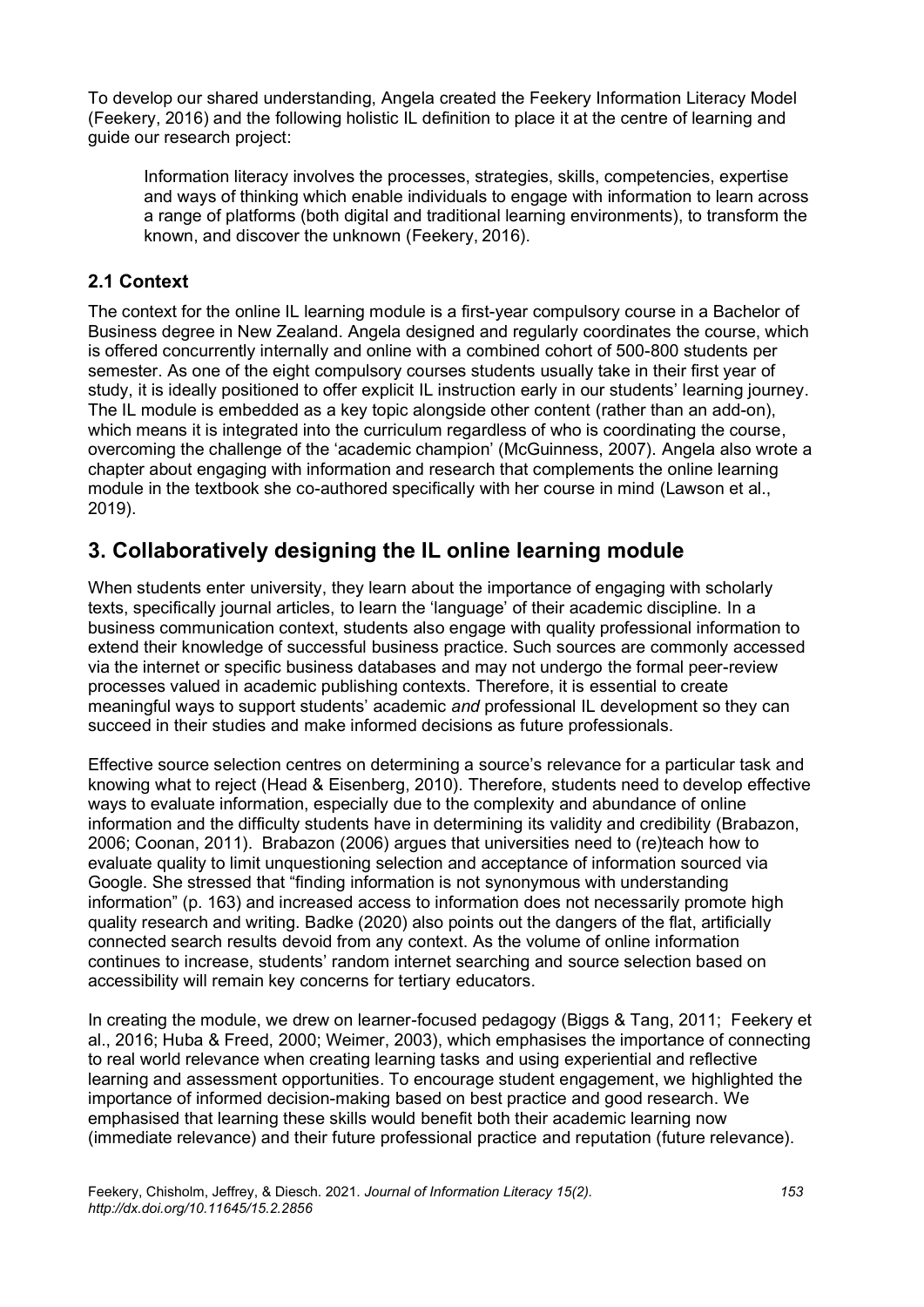To develop our shared understanding, Angela created the Feekery Information Literacy Model (Feekery, 2016) and the following holistic IL definition to place it at the centre of learning and guide our research project:

> Information literacy involves the processes, strategies, skills, competencies, expertise and ways of thinking which enable individuals to engage with information to learn across a range of platforms (both digital and traditional learning environments), to transform the known, and discover the unknown (Feekery, 2016).

### 2.1 Context

The context for the online IL learning module is a first-year compulsory course in a Bachelor of Business degree in New Zealand. Angela designed and regularly coordinates the course, which is offered concurrently internally and online with a combined cohort of 500-800 students per semester. As one of the eight compulsory courses students usually take in their first year of study, it is ideally positioned to offer explicit IL instruction early in our students' learning journey. The IL module is embedded as a key topic alongside other content (rather than an add-on), which means it is integrated into the curriculum regardless of who is coordinating the course, overcoming the challenge of the 'academic champion' (McGuinness, 2007). Angela also wrote a chapter about engaging with information and research that complements the online learning module in the textbook she co-authored specifically with her course in mind (Lawson et al., 2019).

## 3. Collaboratively designing the IL online learning module

When students enter university, they learn about the importance of engaging with scholarly texts, specifically journal articles, to learn the 'language' of their academic discipline. In a business communication context, students also engage with quality professional information to extend their knowledge of successful business practice. Such sources are commonly accessed via the internet or specific business databases and may not undergo the formal peer-review processes valued in academic publishing contexts. Therefore, it is essential to create meaningful ways to support students' academic *and* professional IL development so they can succeed in their studies and make informed decisions as future professionals.

Effective source selection centres on determining a source's relevance for a particular task and knowing what to reject (Head & Eisenberg, 2010). Therefore, students need to develop effective ways to evaluate information, especially due to the complexity and abundance of online information and the difficulty students have in determining its validity and credibility (Brabazon, 2006; Coonan, 2011). Brabazon (2006) argues that universities need to (re)teach how to evaluate quality to limit unquestioning selection and acceptance of information sourced via Google. She stressed that "finding information is not synonymous with understanding information" (p. 163) and increased access to information does not necessarily promote high quality research and writing. Badke (2020) also points out the dangers of the flat, artificially connected search results devoid from any context. As the volume of online information continues to increase, students' random internet searching and source selection based on accessibility will remain key concerns for tertiary educators.

In creating the module, we drew on learner-focused pedagogy (Biggs & Tang, 2011; Feekery et al., 2016; Huba & Freed, 2000; Weimer, 2003), which emphasises the importance of connecting to real world relevance when creating learning tasks and using experiential and reflective learning and assessment opportunities. To encourage student engagement, we highlighted the importance of informed decision-making based on best practice and good research. We emphasised that learning these skills would benefit both their academic learning now (immediate relevance) and their future professional practice and reputation (future relevance).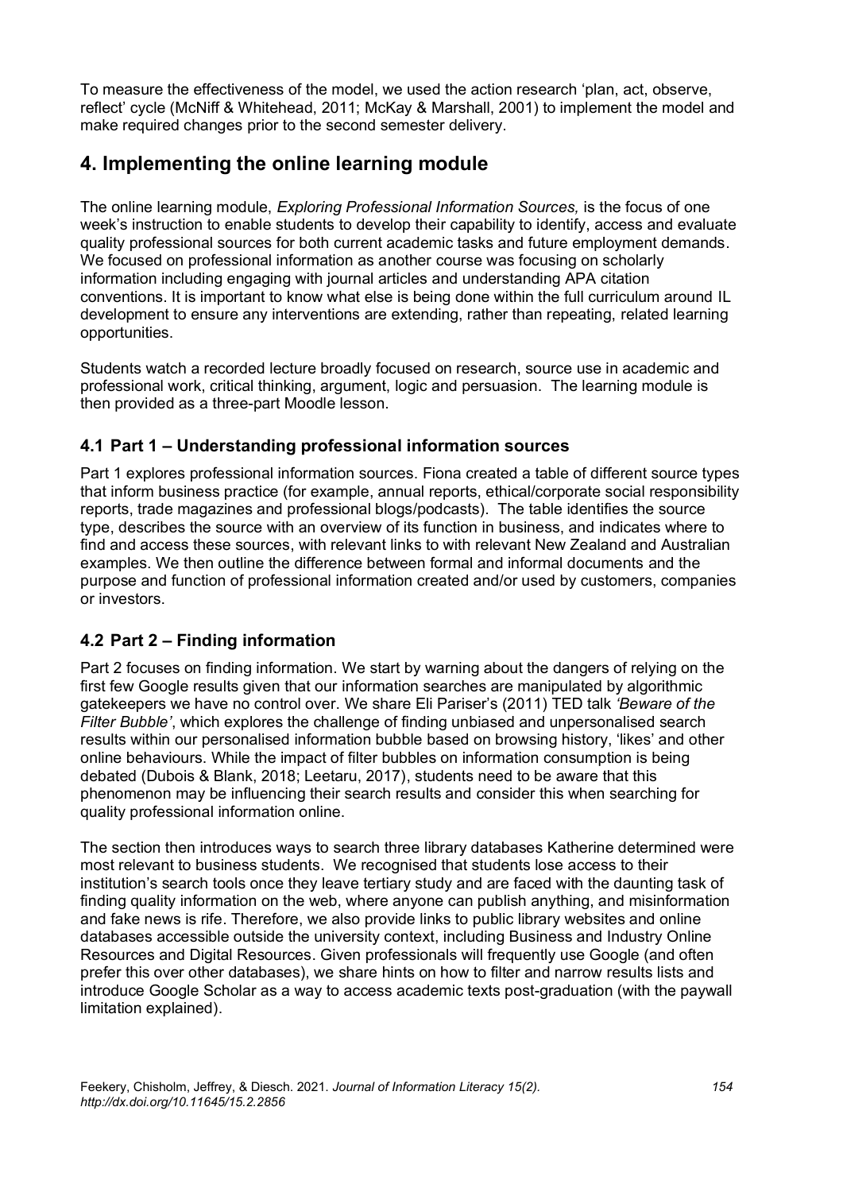To measure the effectiveness of the model, we used the action research 'plan, act, observe, reflect' cycle (McNiff & Whitehead, 2011; McKay & Marshall, 2001) to implement the model and make required changes prior to the second semester delivery.

## 4. Implementing the online learning module

The online learning module, *Exploring Professional Information Sources,* is the focus of one week's instruction to enable students to develop their capability to identify, access and evaluate quality professional sources for both current academic tasks and future employment demands. We focused on professional information as another course was focusing on scholarly information including engaging with journal articles and understanding APA citation conventions. It is important to know what else is being done within the full curriculum around IL development to ensure any interventions are extending, rather than repeating, related learning opportunities.

Students watch a recorded lecture broadly focused on research, source use in academic and professional work, critical thinking, argument, logic and persuasion. The learning module is then provided as a three-part Moodle lesson.

### 4.1 Part 1 – Understanding professional information sources

Part 1 explores professional information sources. Fiona created a table of different source types that inform business practice (for example, annual reports, ethical/corporate social responsibility reports, trade magazines and professional blogs/podcasts). The table identifies the source type, describes the source with an overview of its function in business, and indicates where to find and access these sources, with relevant links to with relevant New Zealand and Australian examples. We then outline the difference between formal and informal documents and the purpose and function of professional information created and/or used by customers, companies or investors.

### 4.2 Part 2 – Finding information

Part 2 focuses on finding information. We start by warning about the dangers of relying on the first few Google results given that our information searches are manipulated by algorithmic gatekeepers we have no control over. We share Eli Pariser's (2011) TED talk *'Beware of the Filter Bubble'*, which explores the challenge of finding unbiased and unpersonalised search results within our personalised information bubble based on browsing history, 'likes' and other online behaviours. While the impact of filter bubbles on information consumption is being debated (Dubois & Blank, 2018; Leetaru, 2017), students need to be aware that this phenomenon may be influencing their search results and consider this when searching for quality professional information online.

The section then introduces ways to search three library databases Katherine determined were most relevant to business students. We recognised that students lose access to their institution's search tools once they leave tertiary study and are faced with the daunting task of finding quality information on the web, where anyone can publish anything, and misinformation and fake news is rife. Therefore, we also provide links to public library websites and online databases accessible outside the university context, including Business and Industry Online Resources and Digital Resources. Given professionals will frequently use Google (and often prefer this over other databases), we share hints on how to filter and narrow results lists and introduce Google Scholar as a way to access academic texts post-graduation (with the paywall limitation explained).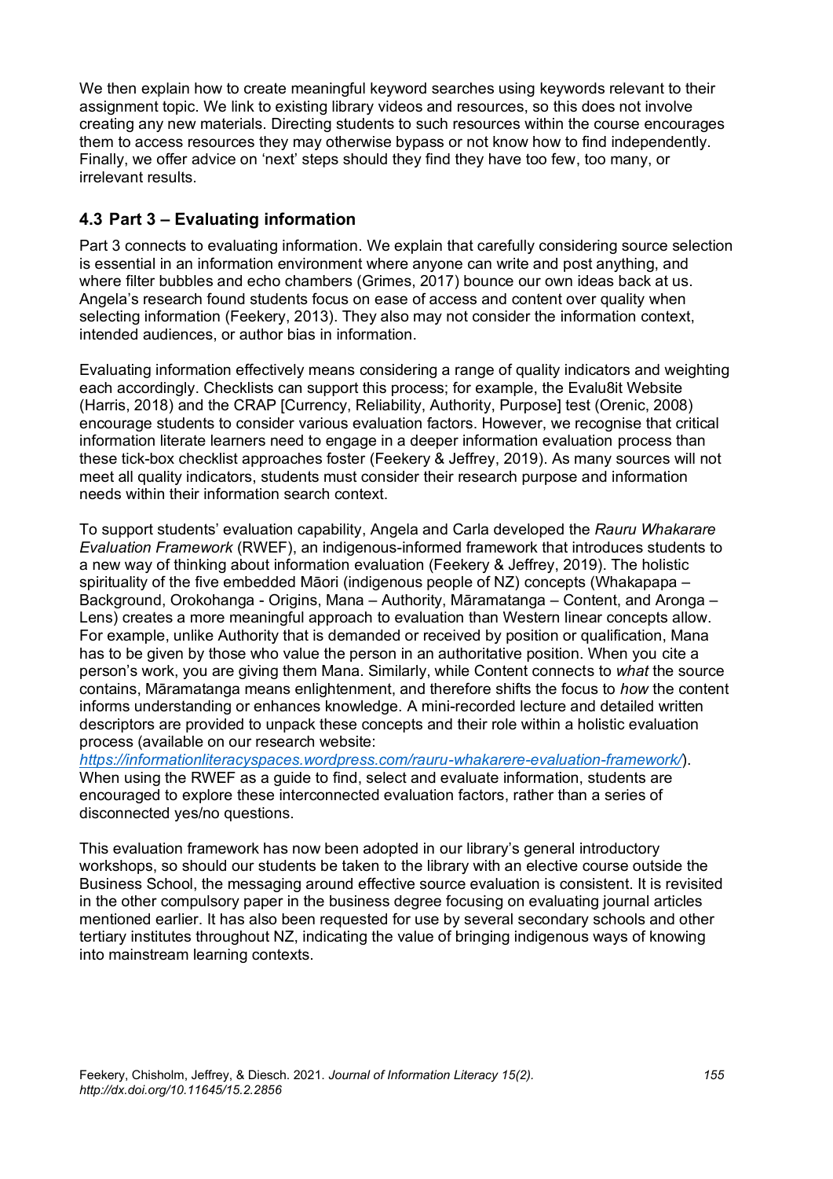We then explain how to create meaningful keyword searches using keywords relevant to their assignment topic. We link to existing library videos and resources, so this does not involve creating any new materials. Directing students to such resources within the course encourages them to access resources they may otherwise bypass or not know how to find independently. Finally, we offer advice on 'next' steps should they find they have too few, too many, or irrelevant results.

### 4.3 Part 3 – Evaluating information

Part 3 connects to evaluating information. We explain that carefully considering source selection is essential in an information environment where anyone can write and post anything, and where filter bubbles and echo chambers (Grimes, 2017) bounce our own ideas back at us. Angela's research found students focus on ease of access and content over quality when selecting information (Feekery, 2013). They also may not consider the information context, intended audiences, or author bias in information.

Evaluating information effectively means considering a range of quality indicators and weighting each accordingly. Checklists can support this process; for example, the Evalu8it Website (Harris, 2018) and the CRAP [Currency, Reliability, Authority, Purpose] test (Orenic, 2008) encourage students to consider various evaluation factors. However, we recognise that critical information literate learners need to engage in a deeper information evaluation process than these tick-box checklist approaches foster (Feekery & Jeffrey, 2019). As many sources will not meet all quality indicators, students must consider their research purpose and information needs within their information search context.

To support students' evaluation capability, Angela and Carla developed the *Rauru Whakarare Evaluation Framework* (RWEF), an indigenous-informed framework that introduces students to a new way of thinking about information evaluation (Feekery & Jeffrey, 2019). The holistic spirituality of the five embedded Māori (indigenous people of NZ) concepts (Whakapapa – Background, Orokohanga - Origins, Mana – Authority, Māramatanga – Content, and Aronga – Lens) creates a more meaningful approach to evaluation than Western linear concepts allow. For example, unlike Authority that is demanded or received by position or qualification, Mana has to be given by those who value the person in an authoritative position. When you cite a person's work, you are giving them Mana. Similarly, while Content connects to *what* the source contains, Māramatanga means enlightenment, and therefore shifts the focus to *how* the content informs understanding or enhances knowledge. A mini-recorded lecture and detailed written descriptors are provided to unpack these concepts and their role within a holistic evaluation process (available on our research website: [https://informationliteracyspaces.wordpress.com/rauru-whakarere-evaluation-framework/](https://informationliteracyspaces.wordpress.com/rauru-whakarere-evaluation-framework/)). When using the RWEF as a guide to find, select and evaluate information, students are encouraged to explore these interconnected evaluation factors, rather than a series of disconnected yes/no questions.

This evaluation framework has now been adopted in our library's general introductory workshops, so should our students be taken to the library with an elective course outside the Business School, the messaging around effective source evaluation is consistent. It is revisited in the other compulsory paper in the business degree focusing on evaluating journal articles mentioned earlier. It has also been requested for use by several secondary schools and other tertiary institutes throughout NZ, indicating the value of bringing indigenous ways of knowing into mainstream learning contexts.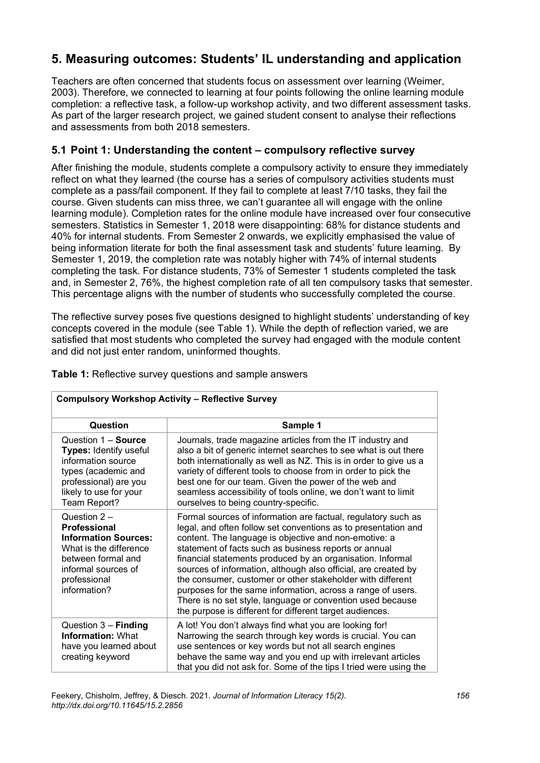## 5. Measuring outcomes: Students' IL understanding and application

Teachers are often concerned that students focus on assessment over learning (Weimer, 2003). Therefore, we connected to learning at four points following the online learning module completion: a reflective task, a follow-up workshop activity, and two different assessment tasks. As part of the larger research project, we gained student consent to analyse their reflections and assessments from both 2018 semesters.

### 5.1 Point 1: Understanding the content – compulsory reflective survey

After finishing the module, students complete a compulsory activity to ensure they immediately reflect on what they learned (the course has a series of compulsory activities students must complete as a pass/fail component. If they fail to complete at least 7/10 tasks, they fail the course. Given students can miss three, we can't guarantee all will engage with the online learning module). Completion rates for the online module have increased over four consecutive semesters. Statistics in Semester 1, 2018 were disappointing: 68% for distance students and 40% for internal students. From Semester 2 onwards, we explicitly emphasised the value of being information literate for both the final assessment task and students' future learning. By Semester 1, 2019, the completion rate was notably higher with 74% of internal students completing the task. For distance students, 73% of Semester 1 students completed the task and, in Semester 2, 76%, the highest completion rate of all ten compulsory tasks that semester. This percentage aligns with the number of students who successfully completed the course.

The reflective survey poses five questions designed to highlight students' understanding of key concepts covered in the module (see Table 1). While the depth of reflection varied, we are satisfied that most students who completed the survey had engaged with the module content and did not just enter random, uninformed thoughts.

**Table 1:** Reflective survey questions and sample answers

| **Compulsory Workshop Activity – Reflective Survey** | |
|---|---|
| **Question** | **Sample 1** |
| Question 1 – **Source Types:** Identify useful information source types (academic and professional) are you likely to use for your Team Report? | Journals, trade magazine articles from the IT industry and also a bit of generic internet searches to see what is out there both internationally as well as NZ. This is in order to give us a variety of different tools to choose from in order to pick the best one for our team. Given the power of the web and seamless accessibility of tools online, we don't want to limit ourselves to being country-specific. |
| Question 2 – **Professional Information Sources:** What is the difference between formal and informal sources of professional information? | Formal sources of information are factual, regulatory such as legal, and often follow set conventions as to presentation and content. The language is objective and non-emotive: a statement of facts such as business reports or annual financial statements produced by an organisation. Informal sources of information, although also official, are created by the consumer, customer or other stakeholder with different purposes for the same information, across a range of users. There is no set style, language or convention used because the purpose is different for different target audiences. |
| Question 3 – **Finding Information:** What have you learned about creating keyword | A lot! You don't always find what you are looking for! Narrowing the search through key words is crucial. You can use sentences or key words but not all search engines behave the same way and you end up with irrelevant articles that you did not ask for. Some of the tips I tried were using the |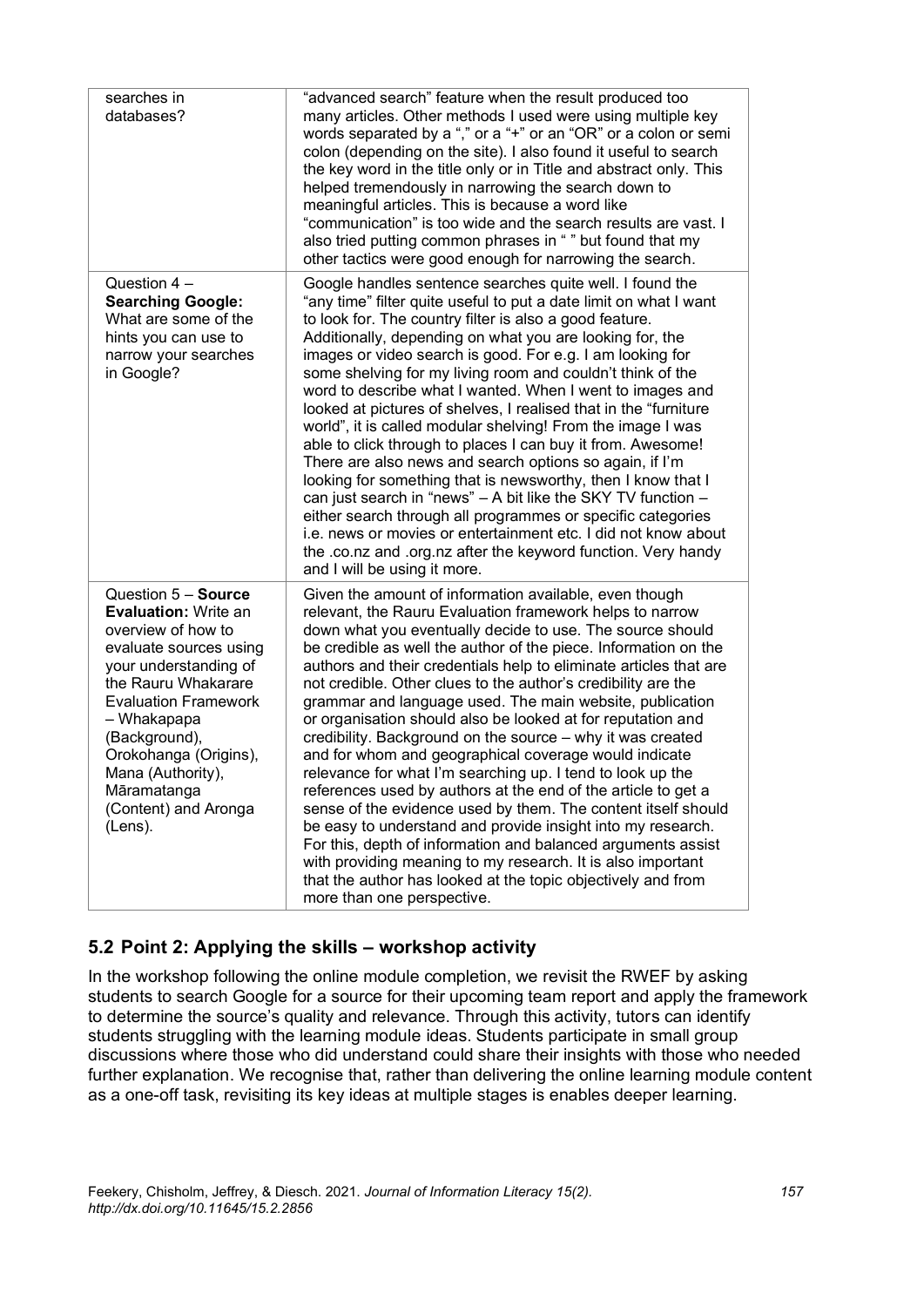| | |
|---|---|
| searches in databases? | "advanced search" feature when the result produced too many articles. Other methods I used were using multiple key words separated by a "," or a "+" or an "OR" or a colon or semi colon (depending on the site). I also found it useful to search the key word in the title only or in Title and abstract only. This helped tremendously in narrowing the search down to meaningful articles. This is because a word like "communication" is too wide and the search results are vast. I also tried putting common phrases in " " but found that my other tactics were good enough for narrowing the search. |
| Question 4 – **Searching Google:** What are some of the hints you can use to narrow your searches in Google? | Google handles sentence searches quite well. I found the "any time" filter quite useful to put a date limit on what I want to look for. The country filter is also a good feature. Additionally, depending on what you are looking for, the images or video search is good. For e.g. I am looking for some shelving for my living room and couldn't think of the word to describe what I wanted. When I went to images and looked at pictures of shelves, I realised that in the "furniture world", it is called modular shelving! From the image I was able to click through to places I can buy it from. Awesome! There are also news and search options so again, if I'm looking for something that is newsworthy, then I know that I can just search in "news" – A bit like the SKY TV function – either search through all programmes or specific categories i.e. news or movies or entertainment etc. I did not know about the .co.nz and .org.nz after the keyword function. Very handy and I will be using it more. |
| Question 5 – **Source Evaluation:** Write an overview of how to evaluate sources using your understanding of the Rauru Whakarare Evaluation Framework – Whakapapa (Background), Orokohanga (Origins), Mana (Authority), Māramatanga (Content) and Aronga (Lens). | Given the amount of information available, even though relevant, the Rauru Evaluation framework helps to narrow down what you eventually decide to use. The source should be credible as well the author of the piece. Information on the authors and their credentials help to eliminate articles that are not credible. Other clues to the author's credibility are the grammar and language used. The main website, publication or organisation should also be looked at for reputation and credibility. Background on the source – why it was created and for whom and geographical coverage would indicate relevance for what I'm searching up. I tend to look up the references used by authors at the end of the article to get a sense of the evidence used by them. The content itself should be easy to understand and provide insight into my research. For this, depth of information and balanced arguments assist with providing meaning to my research. It is also important that the author has looked at the topic objectively and from more than one perspective. |

## 5.2 Point 2: Applying the skills – workshop activity

In the workshop following the online module completion, we revisit the RWEF by asking students to search Google for a source for their upcoming team report and apply the framework to determine the source's quality and relevance. Through this activity, tutors can identify students struggling with the learning module ideas. Students participate in small group discussions where those who did understand could share their insights with those who needed further explanation. We recognise that, rather than delivering the online learning module content as a one-off task, revisiting its key ideas at multiple stages is enables deeper learning.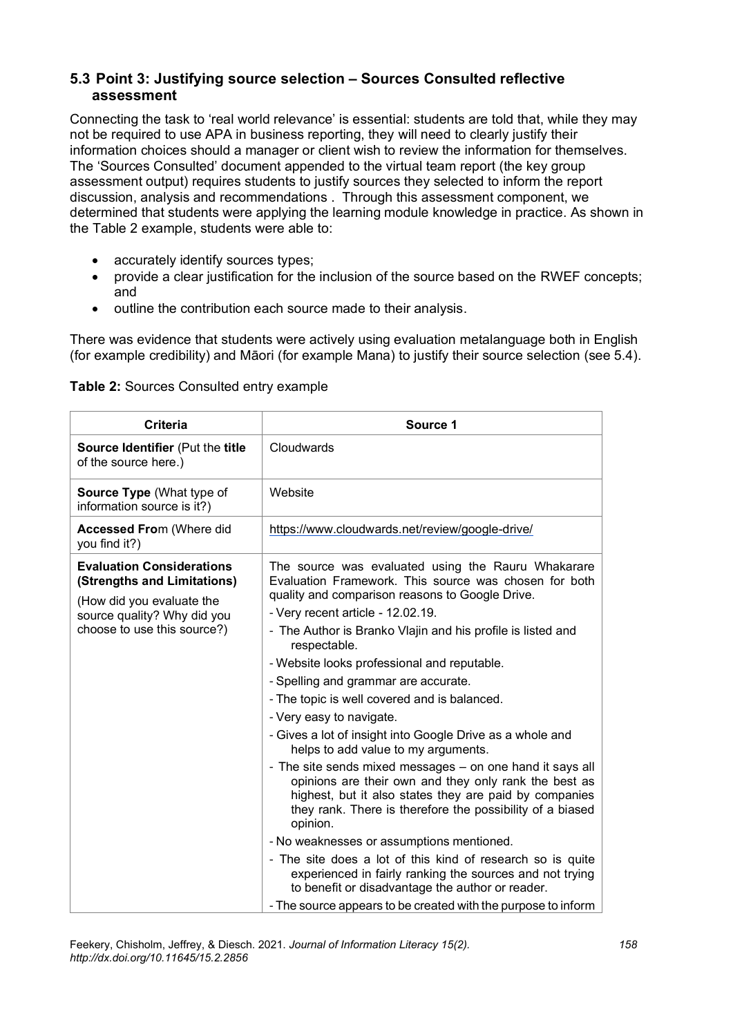### 5.3 Point 3: Justifying source selection – Sources Consulted reflective assessment

Connecting the task to 'real world relevance' is essential: students are told that, while they may not be required to use APA in business reporting, they will need to clearly justify their information choices should a manager or client wish to review the information for themselves. The 'Sources Consulted' document appended to the virtual team report (the key group assessment output) requires students to justify sources they selected to inform the report discussion, analysis and recommendations . Through this assessment component, we determined that students were applying the learning module knowledge in practice. As shown in the Table 2 example, students were able to:

- accurately identify sources types;
- provide a clear justification for the inclusion of the source based on the RWEF concepts; and
- outline the contribution each source made to their analysis.

There was evidence that students were actively using evaluation metalanguage both in English (for example credibility) and Māori (for example Mana) to justify their source selection (see 5.4).

**Table 2:** Sources Consulted entry example

| Criteria | Source 1 |
|---|---|
| **Source Identifier** (Put the **title** of the source here.) | Cloudwards |
| **Source Type** (What type of information source is it?) | Website |
| **Accessed From** (Where did you find it?) | https://www.cloudwards.net/review/google-drive/ |
| **Evaluation Considerations (Strengths and Limitations)** <br><br> (How did you evaluate the source quality? Why did you choose to use this source?) | The source was evaluated using the Rauru Whakarare Evaluation Framework. This source was chosen for both quality and comparison reasons to Google Drive. <br> - Very recent article - 12.02.19. <br> - The Author is Branko Vlajin and his profile is listed and respectable. <br> - Website looks professional and reputable. <br> - Spelling and grammar are accurate. <br> - The topic is well covered and is balanced. <br> - Very easy to navigate. <br> - Gives a lot of insight into Google Drive as a whole and helps to add value to my arguments. <br> - The site sends mixed messages – on one hand it says all opinions are their own and they only rank the best as highest, but it also states they are paid by companies they rank. There is therefore the possibility of a biased opinion. <br> - No weaknesses or assumptions mentioned. <br> - The site does a lot of this kind of research so is quite experienced in fairly ranking the sources and not trying to benefit or disadvantage the author or reader. <br> - The source appears to be created with the purpose to inform |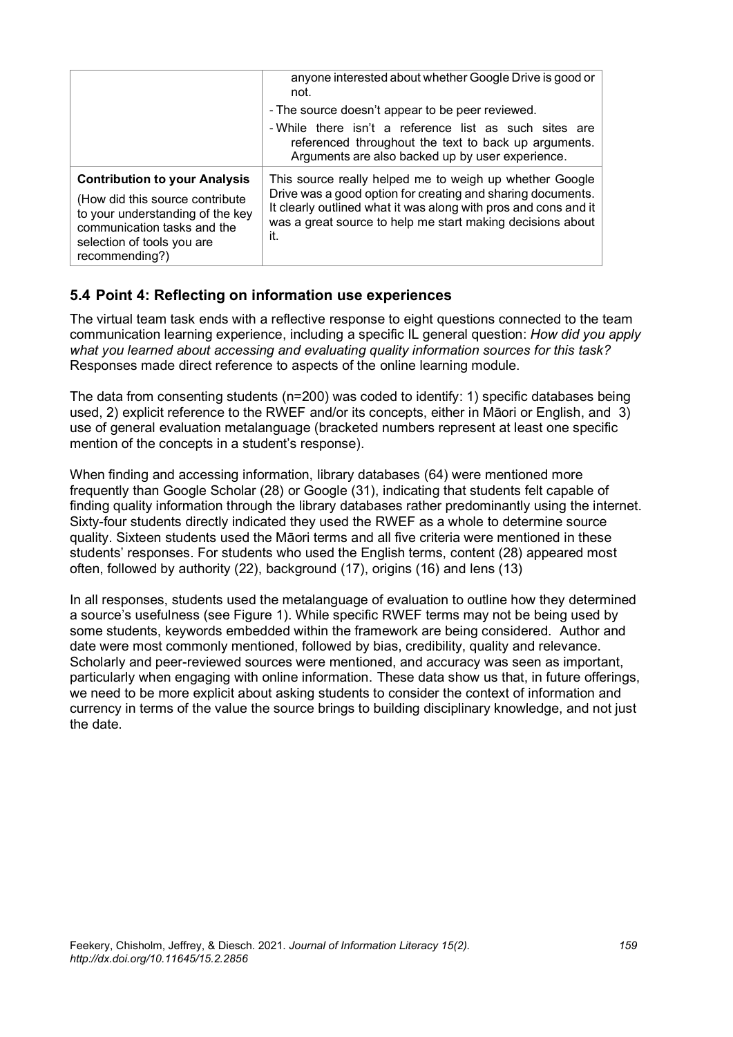|  |  |
| --- | --- |
|  | anyone interested about whether Google Drive is good or not.<br>- The source doesn't appear to be peer reviewed.<br>- While there isn't a reference list as such sites are referenced throughout the text to back up arguments. Arguments are also backed up by user experience. |
| **Contribution to your Analysis**<br>(How did this source contribute to your understanding of the key communication tasks and the selection of tools you are recommending?) | This source really helped me to weigh up whether Google Drive was a good option for creating and sharing documents. It clearly outlined what it was along with pros and cons and it was a great source to help me start making decisions about it. |

## 5.4 Point 4: Reflecting on information use experiences

The virtual team task ends with a reflective response to eight questions connected to the team communication learning experience, including a specific IL general question: *How did you apply what you learned about accessing and evaluating quality information sources for this task?* Responses made direct reference to aspects of the online learning module.

The data from consenting students (n=200) was coded to identify: 1) specific databases being used, 2) explicit reference to the RWEF and/or its concepts, either in Māori or English, and 3) use of general evaluation metalanguage (bracketed numbers represent at least one specific mention of the concepts in a student's response).

When finding and accessing information, library databases (64) were mentioned more frequently than Google Scholar (28) or Google (31), indicating that students felt capable of finding quality information through the library databases rather predominantly using the internet. Sixty-four students directly indicated they used the RWEF as a whole to determine source quality. Sixteen students used the Māori terms and all five criteria were mentioned in these students' responses. For students who used the English terms, content (28) appeared most often, followed by authority (22), background (17), origins (16) and lens (13)

In all responses, students used the metalanguage of evaluation to outline how they determined a source's usefulness (see Figure 1). While specific RWEF terms may not be being used by some students, keywords embedded within the framework are being considered. Author and date were most commonly mentioned, followed by bias, credibility, quality and relevance. Scholarly and peer-reviewed sources were mentioned, and accuracy was seen as important, particularly when engaging with online information. These data show us that, in future offerings, we need to be more explicit about asking students to consider the context of information and currency in terms of the value the source brings to building disciplinary knowledge, and not just the date.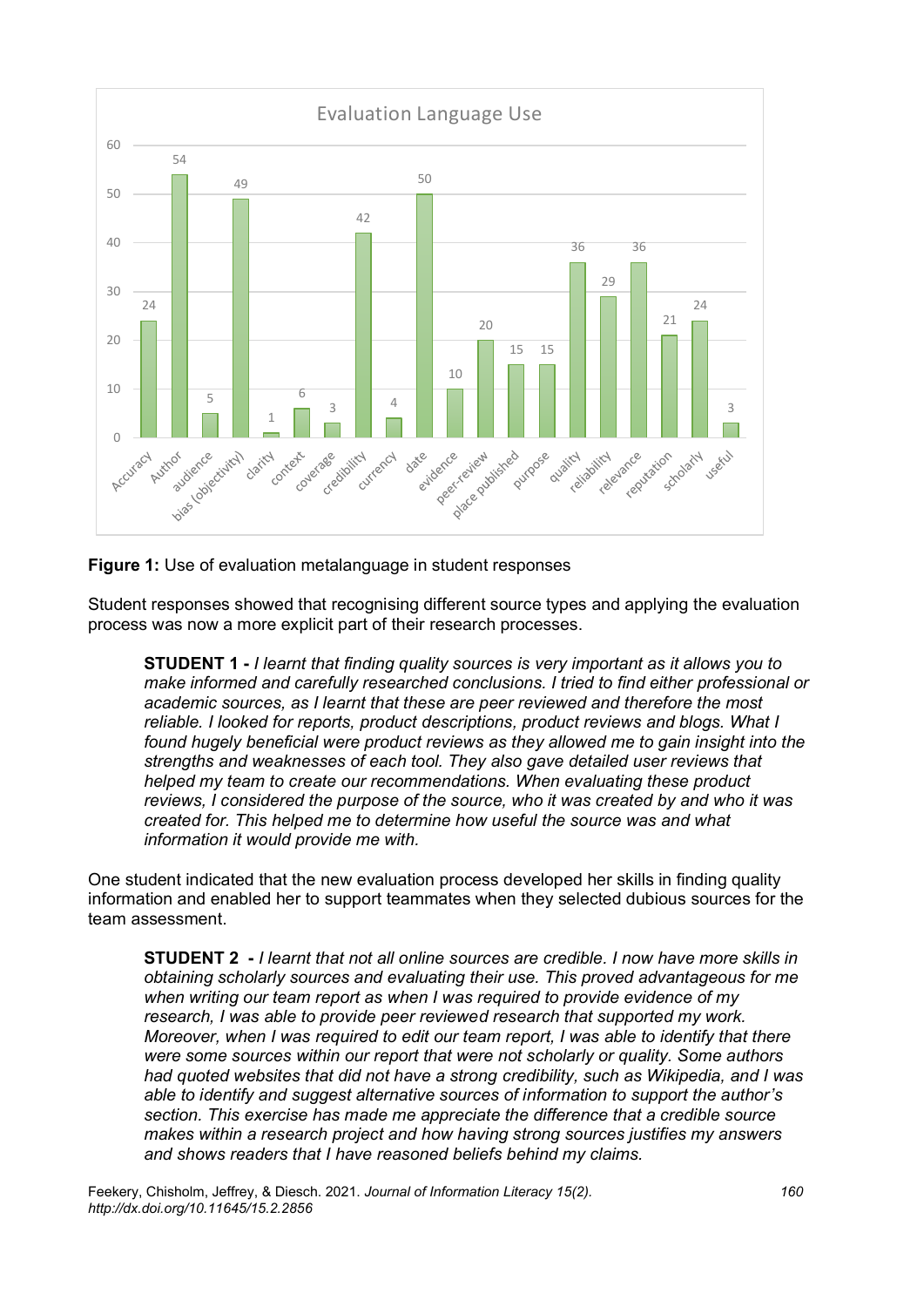**Evaluation Language Use**

| Term | Count |
|---|---|
| Accuracy | 24 |
| Author | 54 |
| audience | 5 |
| bias (objectivity) | 49 |
| clarity | 1 |
| context | 6 |
| coverage | 3 |
| credibility | 42 |
| currency | 4 |
| date | 50 |
| evidence | 10 |
| peer-review | 20 |
| place published | 15 |
| purpose | 15 |
| quality | 36 |
| reliability | 29 |
| relevance | 36 |
| reputation | 21 |
| scholarly | 24 |
| useful | 3 |

**Figure 1:** Use of evaluation metalanguage in student responses

Student responses showed that recognising different source types and applying the evaluation process was now a more explicit part of their research processes.

> **STUDENT 1 -** *I learnt that finding quality sources is very important as it allows you to make informed and carefully researched conclusions. I tried to find either professional or academic sources, as I learnt that these are peer reviewed and therefore the most reliable. I looked for reports, product descriptions, product reviews and blogs. What I found hugely beneficial were product reviews as they allowed me to gain insight into the strengths and weaknesses of each tool. They also gave detailed user reviews that helped my team to create our recommendations. When evaluating these product reviews, I considered the purpose of the source, who it was created by and who it was created for. This helped me to determine how useful the source was and what information it would provide me with.*

One student indicated that the new evaluation process developed her skills in finding quality information and enabled her to support teammates when they selected dubious sources for the team assessment.

> **STUDENT 2 -** *I learnt that not all online sources are credible. I now have more skills in obtaining scholarly sources and evaluating their use. This proved advantageous for me when writing our team report as when I was required to provide evidence of my research, I was able to provide peer reviewed research that supported my work. Moreover, when I was required to edit our team report, I was able to identify that there were some sources within our report that were not scholarly or quality. Some authors had quoted websites that did not have a strong credibility, such as Wikipedia, and I was able to identify and suggest alternative sources of information to support the author's section. This exercise has made me appreciate the difference that a credible source makes within a research project and how having strong sources justifies my answers and shows readers that I have reasoned beliefs behind my claims.*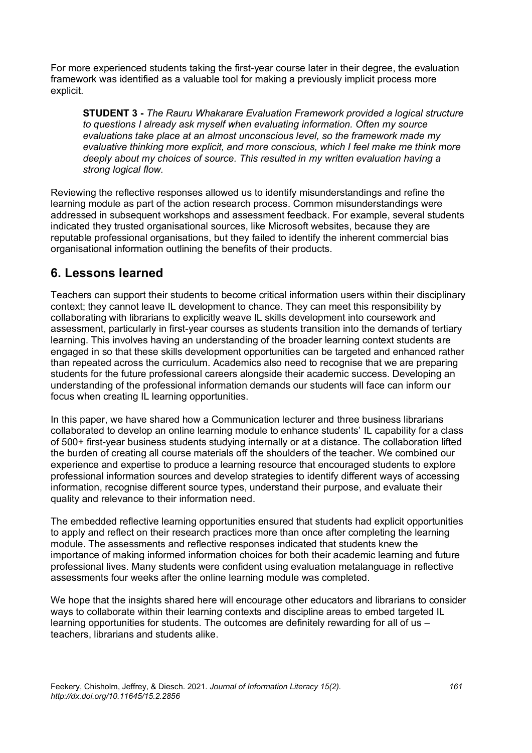For more experienced students taking the first-year course later in their degree, the evaluation framework was identified as a valuable tool for making a previously implicit process more explicit.

> **STUDENT 3 -** *The Rauru Whakarare Evaluation Framework provided a logical structure to questions I already ask myself when evaluating information. Often my source evaluations take place at an almost unconscious level, so the framework made my evaluative thinking more explicit, and more conscious, which I feel make me think more deeply about my choices of source. This resulted in my written evaluation having a strong logical flow.*

Reviewing the reflective responses allowed us to identify misunderstandings and refine the learning module as part of the action research process. Common misunderstandings were addressed in subsequent workshops and assessment feedback. For example, several students indicated they trusted organisational sources, like Microsoft websites, because they are reputable professional organisations, but they failed to identify the inherent commercial bias organisational information outlining the benefits of their products.

## 6. Lessons learned

Teachers can support their students to become critical information users within their disciplinary context; they cannot leave IL development to chance. They can meet this responsibility by collaborating with librarians to explicitly weave IL skills development into coursework and assessment, particularly in first-year courses as students transition into the demands of tertiary learning. This involves having an understanding of the broader learning context students are engaged in so that these skills development opportunities can be targeted and enhanced rather than repeated across the curriculum. Academics also need to recognise that we are preparing students for the future professional careers alongside their academic success. Developing an understanding of the professional information demands our students will face can inform our focus when creating IL learning opportunities.

In this paper, we have shared how a Communication lecturer and three business librarians collaborated to develop an online learning module to enhance students' IL capability for a class of 500+ first-year business students studying internally or at a distance. The collaboration lifted the burden of creating all course materials off the shoulders of the teacher. We combined our experience and expertise to produce a learning resource that encouraged students to explore professional information sources and develop strategies to identify different ways of accessing information, recognise different source types, understand their purpose, and evaluate their quality and relevance to their information need.

The embedded reflective learning opportunities ensured that students had explicit opportunities to apply and reflect on their research practices more than once after completing the learning module. The assessments and reflective responses indicated that students knew the importance of making informed information choices for both their academic learning and future professional lives. Many students were confident using evaluation metalanguage in reflective assessments four weeks after the online learning module was completed.

We hope that the insights shared here will encourage other educators and librarians to consider ways to collaborate within their learning contexts and discipline areas to embed targeted IL learning opportunities for students. The outcomes are definitely rewarding for all of us – teachers, librarians and students alike.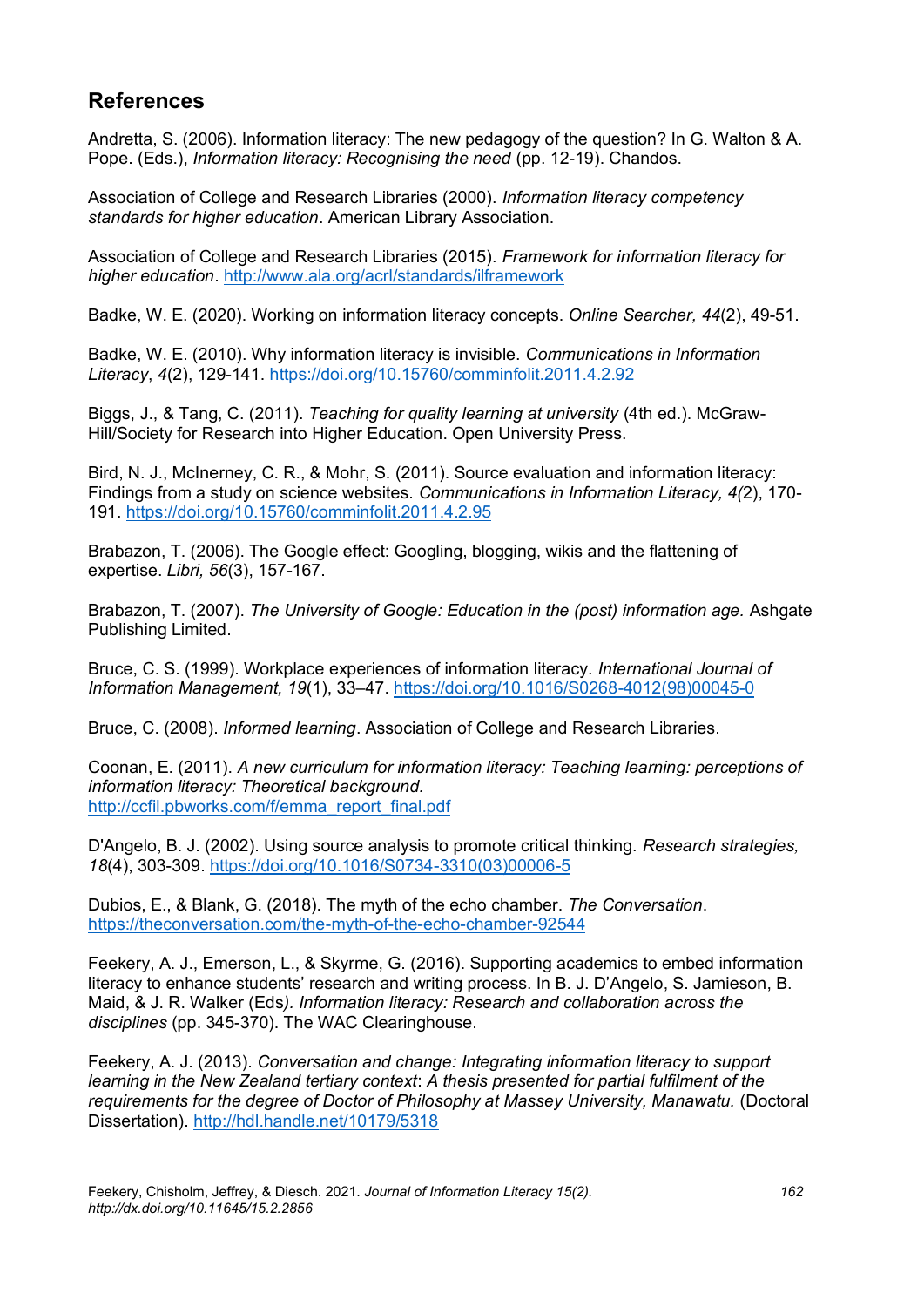## References

Andretta, S. (2006). Information literacy: The new pedagogy of the question? In G. Walton & A. Pope. (Eds.), *Information literacy: Recognising the need* (pp. 12-19). Chandos.

Association of College and Research Libraries (2000). *Information literacy competency standards for higher education*. American Library Association.

Association of College and Research Libraries (2015). *Framework for information literacy for higher education*. http://www.ala.org/acrl/standards/ilframework

Badke, W. E. (2020). Working on information literacy concepts. *Online Searcher, 44*(2), 49-51.

Badke, W. E. (2010). Why information literacy is invisible. *Communications in Information Literacy*, *4*(2), 129-141. https://doi.org/10.15760/comminfolit.2011.4.2.92

Biggs, J., & Tang, C. (2011). *Teaching for quality learning at university* (4th ed.). McGraw-Hill/Society for Research into Higher Education. Open University Press.

Bird, N. J., McInerney, C. R., & Mohr, S. (2011). Source evaluation and information literacy: Findings from a study on science websites. *Communications in Information Literacy, 4(*2), 170-191. https://doi.org/10.15760/comminfolit.2011.4.2.95

Brabazon, T. (2006). The Google effect: Googling, blogging, wikis and the flattening of expertise. *Libri, 56*(3), 157-167.

Brabazon, T. (2007). *The University of Google: Education in the (post) information age.* Ashgate Publishing Limited.

Bruce, C. S. (1999). Workplace experiences of information literacy. *International Journal of Information Management, 19*(1), 33–47. https://doi.org/10.1016/S0268-4012(98)00045-0

Bruce, C. (2008). *Informed learning*. Association of College and Research Libraries.

Coonan, E. (2011). *A new curriculum for information literacy: Teaching learning: perceptions of information literacy: Theoretical background.* http://ccfil.pbworks.com/f/emma_report_final.pdf

D'Angelo, B. J. (2002). Using source analysis to promote critical thinking. *Research strategies, 18*(4), 303-309. https://doi.org/10.1016/S0734-3310(03)00006-5

Dubios, E., & Blank, G. (2018). The myth of the echo chamber. *The Conversation*. https://theconversation.com/the-myth-of-the-echo-chamber-92544

Feekery, A. J., Emerson, L., & Skyrme, G. (2016). Supporting academics to embed information literacy to enhance students' research and writing process. In B. J. D'Angelo, S. Jamieson, B. Maid, & J. R. Walker (Eds*). Information literacy: Research and collaboration across the disciplines* (pp. 345-370). The WAC Clearinghouse.

Feekery, A. J. (2013). *Conversation and change: Integrating information literacy to support learning in the New Zealand tertiary context*: *A thesis presented for partial fulfilment of the requirements for the degree of Doctor of Philosophy at Massey University, Manawatu.* (Doctoral Dissertation). http://hdl.handle.net/10179/5318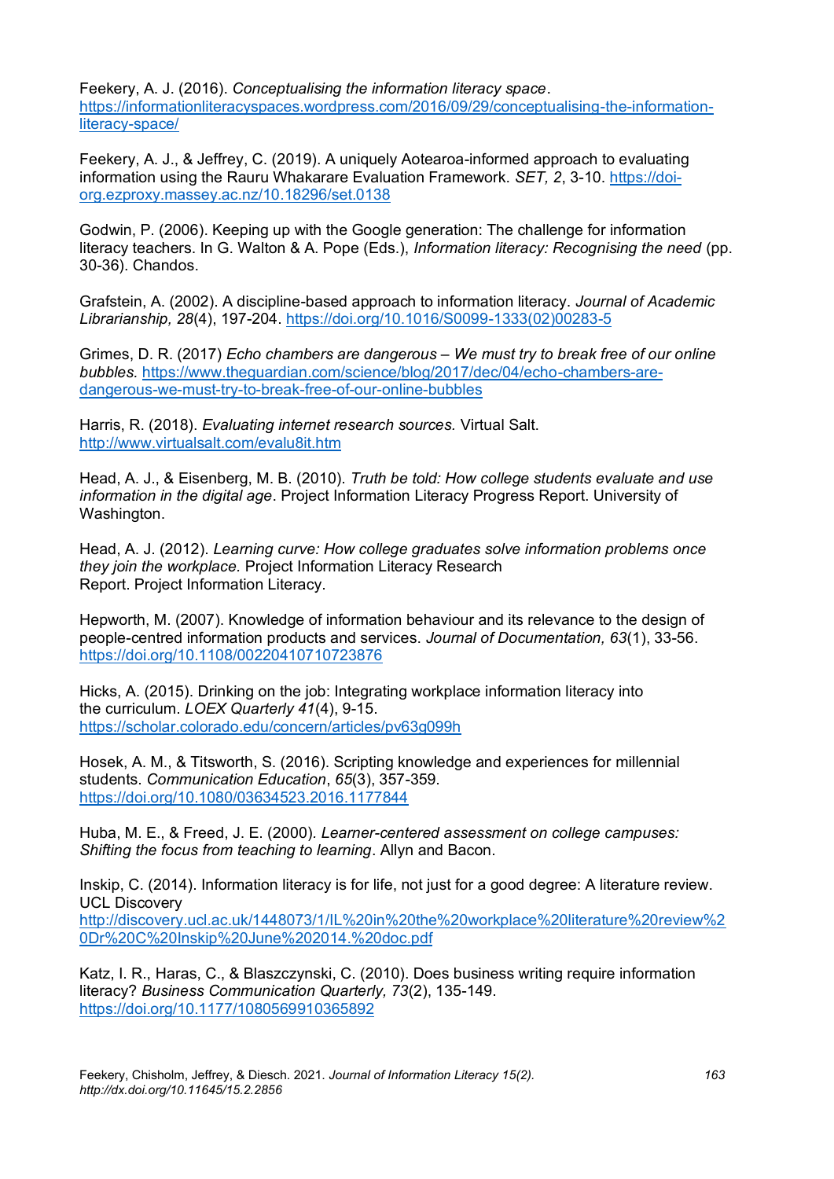Feekery, A. J. (2016). *Conceptualising the information literacy space*. https://informationliteracyspaces.wordpress.com/2016/09/29/conceptualising-the-information-literacy-space/

Feekery, A. J., & Jeffrey, C. (2019). A uniquely Aotearoa-informed approach to evaluating information using the Rauru Whakarare Evaluation Framework. *SET, 2*, 3-10. https://doi-org.ezproxy.massey.ac.nz/10.18296/set.0138

Godwin, P. (2006). Keeping up with the Google generation: The challenge for information literacy teachers. In G. Walton & A. Pope (Eds.), *Information literacy: Recognising the need* (pp. 30-36). Chandos.

Grafstein, A. (2002). A discipline-based approach to information literacy. *Journal of Academic Librarianship, 28*(4), 197-204. https://doi.org/10.1016/S0099-1333(02)00283-5

Grimes, D. R. (2017) *Echo chambers are dangerous – We must try to break free of our online bubbles.* https://www.theguardian.com/science/blog/2017/dec/04/echo-chambers-are-dangerous-we-must-try-to-break-free-of-our-online-bubbles

Harris, R. (2018). *Evaluating internet research sources.* Virtual Salt. http://www.virtualsalt.com/evalu8it.htm

Head, A. J., & Eisenberg, M. B. (2010). *Truth be told: How college students evaluate and use information in the digital age*. Project Information Literacy Progress Report. University of Washington.

Head, A. J. (2012). *Learning curve: How college graduates solve information problems once they join the workplace.* Project Information Literacy Research Report. Project Information Literacy.

Hepworth, M. (2007). Knowledge of information behaviour and its relevance to the design of people-centred information products and services. *Journal of Documentation, 63*(1), 33-56. https://doi.org/10.1108/00220410710723876

Hicks, A. (2015). Drinking on the job: Integrating workplace information literacy into the curriculum. *LOEX Quarterly 41*(4), 9-15. https://scholar.colorado.edu/concern/articles/pv63g099h

Hosek, A. M., & Titsworth, S. (2016). Scripting knowledge and experiences for millennial students. *Communication Education*, *65*(3), 357-359. https://doi.org/10.1080/03634523.2016.1177844

Huba, M. E., & Freed, J. E. (2000). *Learner-centered assessment on college campuses: Shifting the focus from teaching to learning*. Allyn and Bacon.

Inskip, C. (2014). Information literacy is for life, not just for a good degree: A literature review. UCL Discovery http://discovery.ucl.ac.uk/1448073/1/IL%20in%20the%20workplace%20literature%20review%20Dr%20C%20Inskip%20June%202014.%20doc.pdf

Katz, I. R., Haras, C., & Blaszczynski, C. (2010). Does business writing require information literacy? *Business Communication Quarterly, 73*(2), 135-149. https://doi.org/10.1177/1080569910365892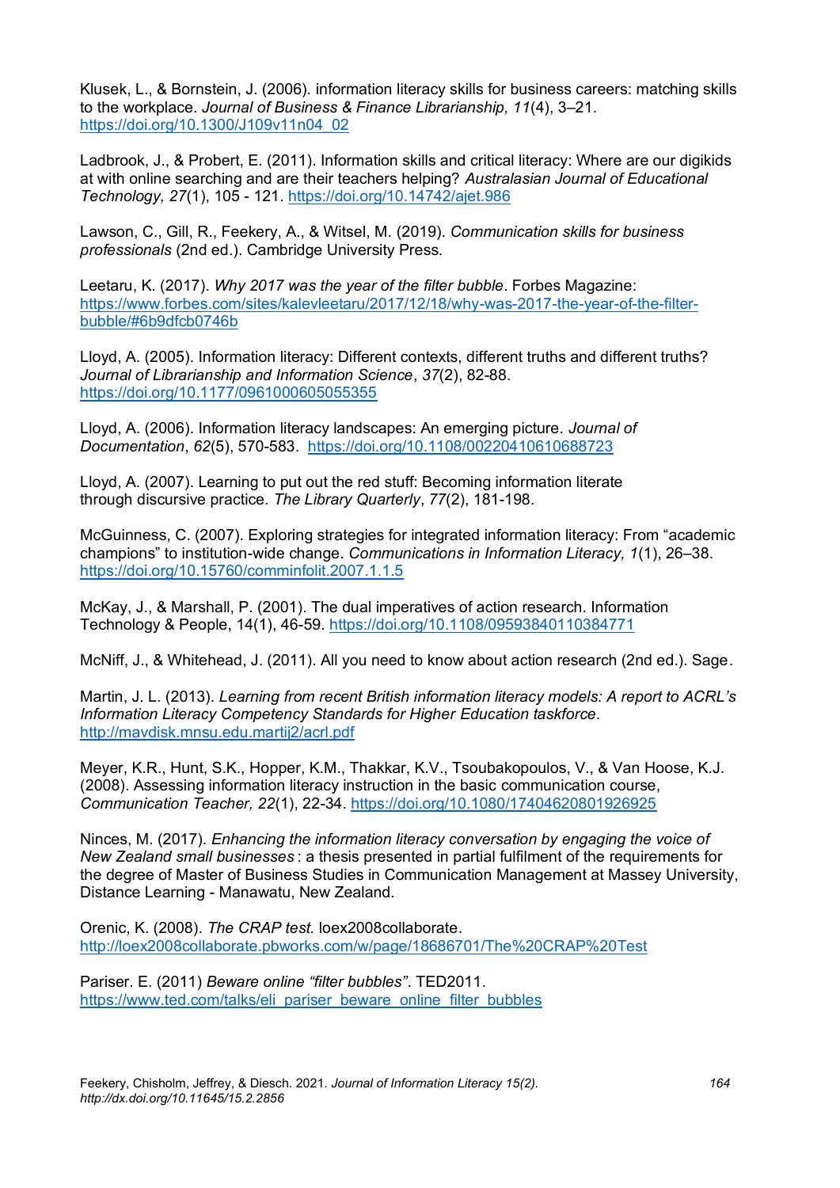Klusek, L., & Bornstein, J. (2006). information literacy skills for business careers: matching skills to the workplace. *Journal of Business & Finance Librarianship, 11*(4), 3–21. https://doi.org/10.1300/J109v11n04_02

Ladbrook, J., & Probert, E. (2011). Information skills and critical literacy: Where are our digikids at with online searching and are their teachers helping? *Australasian Journal of Educational Technology, 27*(1), 105 - 121. https://doi.org/10.14742/ajet.986

Lawson, C., Gill, R., Feekery, A., & Witsel, M. (2019). *Communication skills for business professionals* (2nd ed.). Cambridge University Press.

Leetaru, K. (2017). *Why 2017 was the year of the filter bubble*. Forbes Magazine: https://www.forbes.com/sites/kalevleetaru/2017/12/18/why-was-2017-the-year-of-the-filter-bubble/#6b9dfcb0746b

Lloyd, A. (2005). Information literacy: Different contexts, different truths and different truths? *Journal of Librarianship and Information Science*, *37*(2), 82-88. https://doi.org/10.1177/0961000605055355

Lloyd, A. (2006). Information literacy landscapes: An emerging picture. *Journal of Documentation*, *62*(5), 570-583. https://doi.org/10.1108/00220410610688723

Lloyd, A. (2007). Learning to put out the red stuff: Becoming information literate through discursive practice. *The Library Quarterly*, *77*(2), 181-198.

McGuinness, C. (2007). Exploring strategies for integrated information literacy: From "academic champions" to institution-wide change. *Communications in Information Literacy, 1*(1), 26–38. https://doi.org/10.15760/comminfolit.2007.1.1.5

McKay, J., & Marshall, P. (2001). The dual imperatives of action research. Information Technology & People, 14(1), 46-59. https://doi.org/10.1108/09593840110384771

McNiff, J., & Whitehead, J. (2011). All you need to know about action research (2nd ed.). Sage.

Martin, J. L. (2013). *Learning from recent British information literacy models: A report to ACRL's Information Literacy Competency Standards for Higher Education taskforce*. http://mavdisk.mnsu.edu.martij2/acrl.pdf

Meyer, K.R., Hunt, S.K., Hopper, K.M., Thakkar, K.V., Tsoubakopoulos, V., & Van Hoose, K.J. (2008). Assessing information literacy instruction in the basic communication course, *Communication Teacher, 22*(1), 22-34. https://doi.org/10.1080/17404620801926925

Ninces, M. (2017). *Enhancing the information literacy conversation by engaging the voice of New Zealand small businesses* : a thesis presented in partial fulfilment of the requirements for the degree of Master of Business Studies in Communication Management at Massey University, Distance Learning - Manawatu, New Zealand.

Orenic, K. (2008). *The CRAP test.* loex2008collaborate. http://loex2008collaborate.pbworks.com/w/page/18686701/The%20CRAP%20Test

Pariser. E. (2011) *Beware online "filter bubbles"*. TED2011. https://www.ted.com/talks/eli_pariser_beware_online_filter_bubbles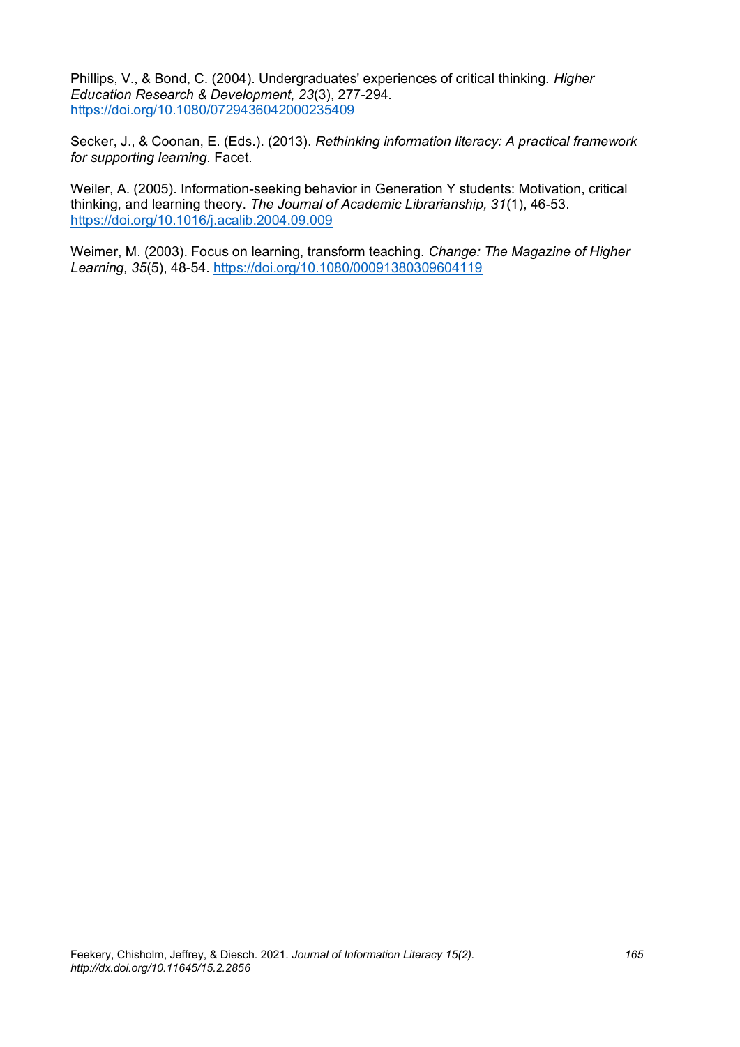Phillips, V., & Bond, C. (2004). Undergraduates' experiences of critical thinking. *Higher Education Research & Development, 23*(3), 277-294. https://doi.org/10.1080/0729436042000235409

Secker, J., & Coonan, E. (Eds.). (2013). *Rethinking information literacy: A practical framework for supporting learning*. Facet.

Weiler, A. (2005). Information-seeking behavior in Generation Y students: Motivation, critical thinking, and learning theory. *The Journal of Academic Librarianship, 31*(1), 46-53. https://doi.org/10.1016/j.acalib.2004.09.009

Weimer, M. (2003). Focus on learning, transform teaching. *Change: The Magazine of Higher Learning, 35*(5), 48-54. https://doi.org/10.1080/00091380309604119